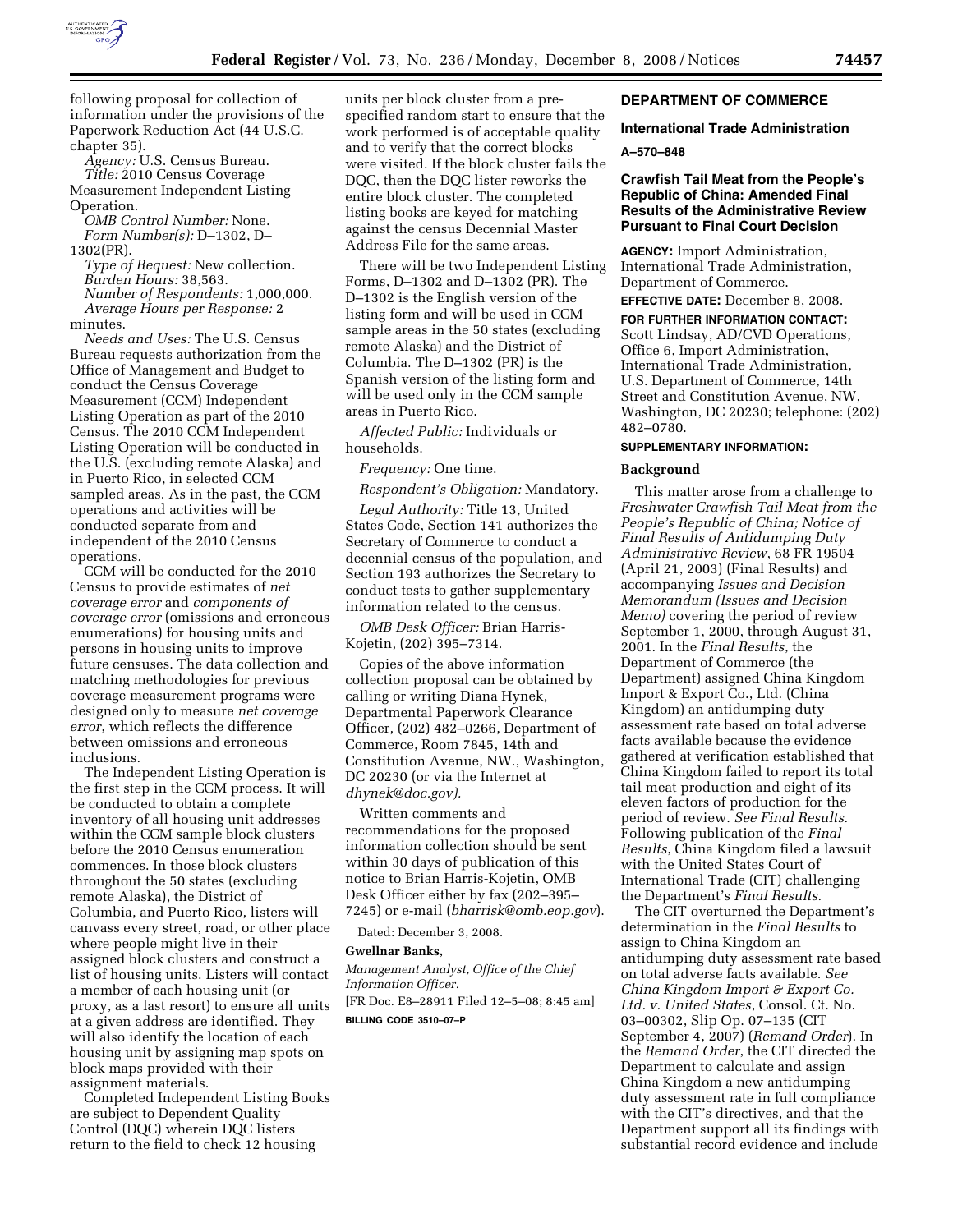following proposal for collection of information under the provisions of the Paperwork Reduction Act (44 U.S.C. chapter 35).

*Agency:* U.S. Census Bureau.

*Title:* 2010 Census Coverage Measurement Independent Listing Operation.

*OMB Control Number:* None.

*Form Number(s):* D–1302, D–1302(PR).

*Type of Request:* New collection.

*Burden Hours:* 38,563.

*Number of Respondents:* 1,000,000.

*Average Hours per Response:* 2 minutes.

*Needs and Uses:* The U.S. Census Bureau requests authorization from the Office of Management and Budget to conduct the Census Coverage Measurement (CCM) Independent Listing Operation as part of the 2010 Census. The 2010 CCM Independent Listing Operation will be conducted in the U.S. (excluding remote Alaska) and in Puerto Rico, in selected CCM sampled areas. As in the past, the CCM operations and activities will be conducted separate from and independent of the 2010 Census operations.

CCM will be conducted for the 2010 Census to provide estimates of *net coverage error* and *components of coverage error* (omissions and erroneous enumerations) for housing units and persons in housing units to improve future censuses. The data collection and matching methodologies for previous coverage measurement programs were designed only to measure *net coverage error*, which reflects the difference between omissions and erroneous inclusions.

The Independent Listing Operation is the first step in the CCM process. It will be conducted to obtain a complete inventory of all housing unit addresses within the CCM sample block clusters before the 2010 Census enumeration commences. In those block clusters throughout the 50 states (excluding remote Alaska), the District of Columbia, and Puerto Rico, listers will canvass every street, road, or other place where people might live in their assigned block clusters and construct a list of housing units. Listers will contact a member of each housing unit (or proxy, as a last resort) to ensure all units at a given address are identified. They will also identify the location of each housing unit by assigning map spots on block maps provided with their assignment materials.

Completed Independent Listing Books are subject to Dependent Quality Control (DQC) wherein DQC listers return to the field to check 12 housing units per block cluster from a pre-specified random start to ensure that the work performed is of acceptable quality and to verify that the correct blocks were visited. If the block cluster fails the DQC, then the DQC lister reworks the entire block cluster. The completed listing books are keyed for matching against the census Decennial Master Address File for the same areas.

There will be two Independent Listing Forms, D–1302 and D–1302 (PR). The D–1302 is the English version of the listing form and will be used in CCM sample areas in the 50 states (excluding remote Alaska) and the District of Columbia. The D–1302 (PR) is the Spanish version of the listing form and will be used only in the CCM sample areas in Puerto Rico.

*Affected Public:* Individuals or households.

*Frequency:* One time.

*Respondent's Obligation:* Mandatory.

*Legal Authority:* Title 13, United States Code, Section 141 authorizes the Secretary of Commerce to conduct a decennial census of the population, and Section 193 authorizes the Secretary to conduct tests to gather supplementary information related to the census.

*OMB Desk Officer:* Brian Harris-Kojetin, (202) 395–7314.

Copies of the above information collection proposal can be obtained by calling or writing Diana Hynek, Departmental Paperwork Clearance Officer, (202) 482–0266, Department of Commerce, Room 7845, 14th and Constitution Avenue, NW., Washington, DC 20230 (or via the Internet at *dhynek@doc.gov).*

Written comments and recommendations for the proposed information collection should be sent within 30 days of publication of this notice to Brian Harris-Kojetin, OMB Desk Officer either by fax (202–395–7245) or e-mail (*bharrisk@omb.eop.gov*).

Dated: December 3, 2008.

**Gwellnar Banks,**

*Management Analyst, Office of the Chief Information Officer.*

[FR Doc. E8–28911 Filed 12–5–08; 8:45 am]

**BILLING CODE 3510–07–P**

## DEPARTMENT OF COMMERCE

### International Trade Administration

**A–570–848**

### Crawfish Tail Meat from the People's Republic of China: Amended Final Results of the Administrative Review Pursuant to Final Court Decision

**AGENCY:** Import Administration, International Trade Administration, Department of Commerce.

**EFFECTIVE DATE:** December 8, 2008.

**FOR FURTHER INFORMATION CONTACT:** Scott Lindsay, AD/CVD Operations, Office 6, Import Administration, International Trade Administration, U.S. Department of Commerce, 14th Street and Constitution Avenue, NW, Washington, DC 20230; telephone: (202) 482–0780.

**SUPPLEMENTARY INFORMATION:**

#### Background

This matter arose from a challenge to *Freshwater Crawfish Tail Meat from the People's Republic of China; Notice of Final Results of Antidumping Duty Administrative Review*, 68 FR 19504 (April 21, 2003) (Final Results) and accompanying *Issues and Decision Memorandum (Issues and Decision Memo)* covering the period of review September 1, 2000, through August 31, 2001. In the *Final Results*, the Department of Commerce (the Department) assigned China Kingdom Import & Export Co., Ltd. (China Kingdom) an antidumping duty assessment rate based on total adverse facts available because the evidence gathered at verification established that China Kingdom failed to report its total tail meat production and eight of its eleven factors of production for the period of review. *See Final Results*. Following publication of the *Final Results*, China Kingdom filed a lawsuit with the United States Court of International Trade (CIT) challenging the Department's *Final Results*.

The CIT overturned the Department's determination in the *Final Results* to assign to China Kingdom an antidumping duty assessment rate based on total adverse facts available. *See China Kingdom Import & Export Co. Ltd. v. United States*, Consol. Ct. No. 03–00302, Slip Op. 07–135 (CIT September 4, 2007) (*Remand Order*). In the *Remand Order*, the CIT directed the Department to calculate and assign China Kingdom a new antidumping duty assessment rate in full compliance with the CIT's directives, and that the Department support all its findings with substantial record evidence and include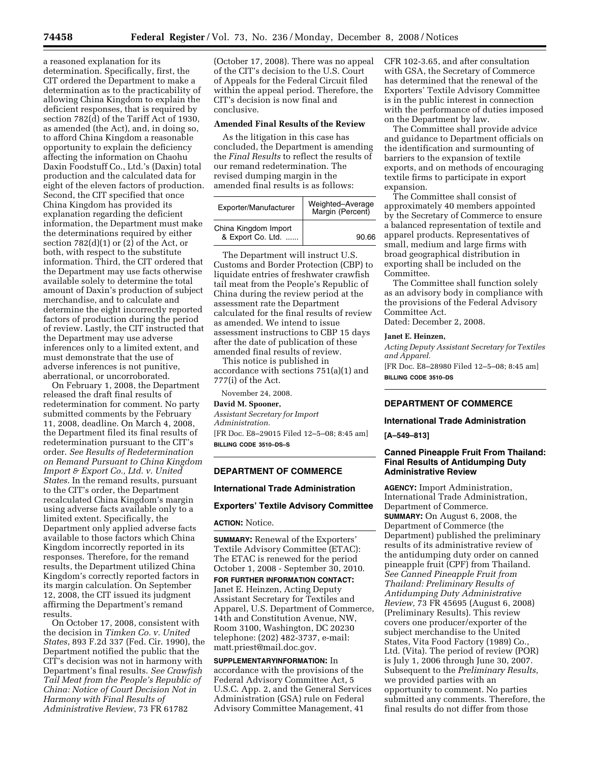a reasoned explanation for its determination. Specifically, first, the CIT ordered the Department to make a determination as to the practicability of allowing China Kingdom to explain the deficient responses, that is required by section 782(d) of the Tariff Act of 1930, as amended (the Act), and, in doing so, to afford China Kingdom a reasonable opportunity to explain the deficiency affecting the information on Chaohu Daxin Foodstuff Co., Ltd.'s (Daxin) total production and the calculated data for eight of the eleven factors of production. Second, the CIT specified that once China Kingdom has provided its explanation regarding the deficient information, the Department must make the determinations required by either section 782(d)(1) or (2) of the Act, or both, with respect to the substitute information. Third, the CIT ordered that the Department may use facts otherwise available solely to determine the total amount of Daxin's production of subject merchandise, and to calculate and determine the eight incorrectly reported factors of production during the period of review. Lastly, the CIT instructed that the Department may use adverse inferences only to a limited extent, and must demonstrate that the use of adverse inferences is not punitive, aberrational, or uncorroborated.

On February 1, 2008, the Department released the draft final results of redetermination for comment. No party submitted comments by the February 11, 2008, deadline. On March 4, 2008, the Department filed its final results of redetermination pursuant to the CIT's order. *See Results of Redetermination on Remand Pursuant to China Kingdom Import & Export Co., Ltd. v. United States*. In the remand results, pursuant to the CIT's order, the Department recalculated China Kingdom's margin using adverse facts available only to a limited extent. Specifically, the Department only applied adverse facts available to those factors which China Kingdom incorrectly reported in its responses. Therefore, for the remand results, the Department utilized China Kingdom's correctly reported factors in its margin calculation. On September 12, 2008, the CIT issued its judgment affirming the Department's remand results.

On October 17, 2008, consistent with the decision in *Timken Co. v. United States*, 893 F.2d 337 (Fed. Cir. 1990), the Department notified the public that the CIT's decision was not in harmony with Department's final results. *See Crawfish Tail Meat from the People's Republic of China: Notice of Court Decision Not in Harmony with Final Results of Administrative Review*, 73 FR 61782 (October 17, 2008). There was no appeal of the CIT's decision to the U.S. Court of Appeals for the Federal Circuit filed within the appeal period. Therefore, the CIT's decision is now final and conclusive.

**Amended Final Results of the Review**

As the litigation in this case has concluded, the Department is amending the *Final Results* to reflect the results of our remand redetermination. The revised dumping margin in the amended final results is as follows:

| Exporter/Manufacturer | Weighted–Average Margin (Percent) |
|---|---|
| China Kingdom Import & Export Co. Ltd. ...... | 90.66 |

The Department will instruct U.S. Customs and Border Protection (CBP) to liquidate entries of freshwater crawfish tail meat from the People's Republic of China during the review period at the assessment rate the Department calculated for the final results of review as amended. We intend to issue assessment instructions to CBP 15 days after the date of publication of these amended final results of review.

This notice is published in accordance with sections 751(a)(1) and 777(i) of the Act.

November 24, 2008.

**David M. Spooner,**

*Assistant Secretary for Import Administration.*

[FR Doc. E8–29015 Filed 12–5–08; 8:45 am]

**BILLING CODE 3510–DS–S**

---

**DEPARTMENT OF COMMERCE**

**International Trade Administration**

**Exporters' Textile Advisory Committee**

**ACTION:** Notice.

**SUMMARY:** Renewal of the Exporters' Textile Advisory Committee (ETAC): The ETAC is renewed for the period October 1, 2008 - September 30, 2010.

**FOR FURTHER INFORMATION CONTACT:** Janet E. Heinzen, Acting Deputy Assistant Secretary for Textiles and Apparel, U.S. Department of Commerce, 14th and Constitution Avenue, NW, Room 3100, Washington, DC 20230 telephone: (202) 482-3737, e-mail: matt.priest@mail.doc.gov.

**SUPPLEMENTARYINFORMATION:** In accordance with the provisions of the Federal Advisory Committee Act, 5 U.S.C. App. 2, and the General Services Administration (GSA) rule on Federal Advisory Committee Management, 41 CFR 102-3.65, and after consultation with GSA, the Secretary of Commerce has determined that the renewal of the Exporters' Textile Advisory Committee is in the public interest in connection with the performance of duties imposed on the Department by law.

The Committee shall provide advice and guidance to Department officials on the identification and surmounting of barriers to the expansion of textile exports, and on methods of encouraging textile firms to participate in export expansion.

The Committee shall consist of approximately 40 members appointed by the Secretary of Commerce to ensure a balanced representation of textile and apparel products. Representatives of small, medium and large firms with broad geographical distribution in exporting shall be included on the Committee.

The Committee shall function solely as an advisory body in compliance with the provisions of the Federal Advisory Committee Act.

Dated: December 2, 2008.

**Janet E. Heinzen,**

*Acting Deputy Assistant Secretary for Textiles and Apparel.*

[FR Doc. E8–28980 Filed 12–5–08; 8:45 am]

**BILLING CODE 3510–DS**

---

**DEPARTMENT OF COMMERCE**

**International Trade Administration**

**[A–549–813]**

**Canned Pineapple Fruit From Thailand: Final Results of Antidumping Duty Administrative Review**

**AGENCY:** Import Administration, International Trade Administration, Department of Commerce.

**SUMMARY:** On August 6, 2008, the Department of Commerce (the Department) published the preliminary results of its administrative review of the antidumping duty order on canned pineapple fruit (CPF) from Thailand. *See Canned Pineapple Fruit from Thailand: Preliminary Results of Antidumping Duty Administrative Review,* 73 FR 45695 (August 6, 2008) (Preliminary Results). This review covers one producer/exporter of the subject merchandise to the United States, Vita Food Factory (1989) Co., Ltd. (Vita). The period of review (POR) is July 1, 2006 through June 30, 2007. Subsequent to the *Preliminary Results,* we provided parties with an opportunity to comment. No parties submitted any comments. Therefore, the final results do not differ from those